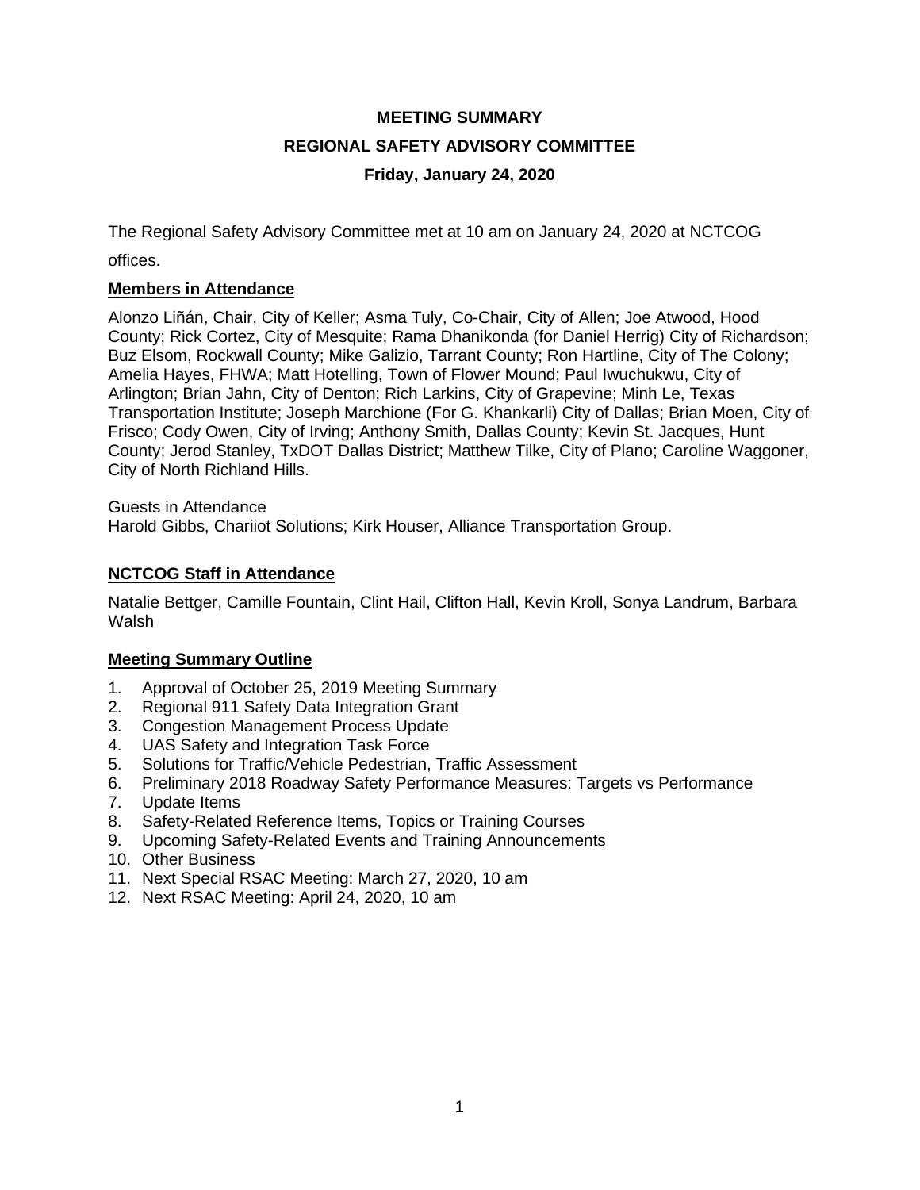**MEETING SUMMARY**

**REGIONAL SAFETY ADVISORY COMMITTEE**

**Friday, January 24, 2020**

The Regional Safety Advisory Committee met at 10 am on January 24, 2020 at NCTCOG offices.

## Members in Attendance

Alonzo Liñán, Chair, City of Keller; Asma Tuly, Co-Chair, City of Allen; Joe Atwood, Hood County; Rick Cortez, City of Mesquite; Rama Dhanikonda (for Daniel Herrig) City of Richardson; Buz Elsom, Rockwall County; Mike Galizio, Tarrant County; Ron Hartline, City of The Colony; Amelia Hayes, FHWA; Matt Hotelling, Town of Flower Mound; Paul Iwuchukwu, City of Arlington; Brian Jahn, City of Denton; Rich Larkins, City of Grapevine; Minh Le, Texas Transportation Institute; Joseph Marchione (For G. Khankarli) City of Dallas; Brian Moen, City of Frisco; Cody Owen, City of Irving; Anthony Smith, Dallas County; Kevin St. Jacques, Hunt County; Jerod Stanley, TxDOT Dallas District; Matthew Tilke, City of Plano; Caroline Waggoner, City of North Richland Hills.

Guests in Attendance
Harold Gibbs, Chariiot Solutions; Kirk Houser, Alliance Transportation Group.

## NCTCOG Staff in Attendance

Natalie Bettger, Camille Fountain, Clint Hail, Clifton Hall, Kevin Kroll, Sonya Landrum, Barbara Walsh

## Meeting Summary Outline

1. Approval of October 25, 2019 Meeting Summary
2. Regional 911 Safety Data Integration Grant
3. Congestion Management Process Update
4. UAS Safety and Integration Task Force
5. Solutions for Traffic/Vehicle Pedestrian, Traffic Assessment
6. Preliminary 2018 Roadway Safety Performance Measures: Targets vs Performance
7. Update Items
8. Safety-Related Reference Items, Topics or Training Courses
9. Upcoming Safety-Related Events and Training Announcements
10. Other Business
11. Next Special RSAC Meeting: March 27, 2020, 10 am
12. Next RSAC Meeting: April 24, 2020, 10 am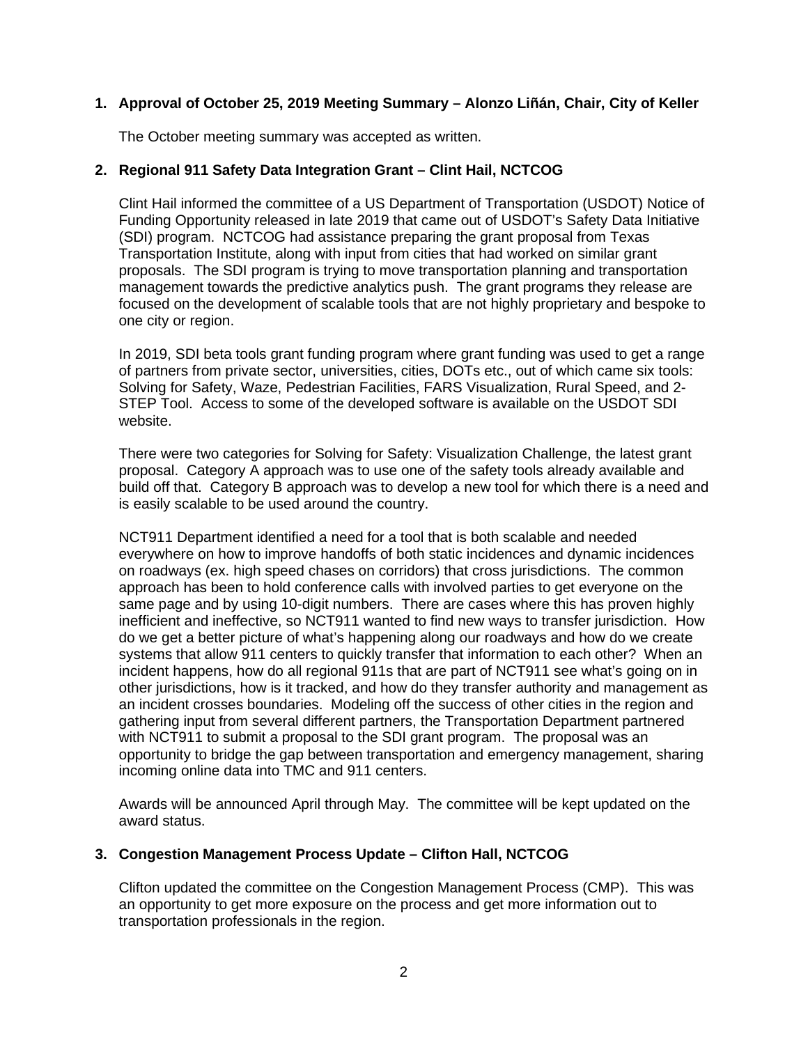1. **Approval of October 25, 2019 Meeting Summary – Alonzo Liñán, Chair, City of Keller**

   The October meeting summary was accepted as written.

2. **Regional 911 Safety Data Integration Grant – Clint Hail, NCTCOG**

   Clint Hail informed the committee of a US Department of Transportation (USDOT) Notice of Funding Opportunity released in late 2019 that came out of USDOT's Safety Data Initiative (SDI) program. NCTCOG had assistance preparing the grant proposal from Texas Transportation Institute, along with input from cities that had worked on similar grant proposals. The SDI program is trying to move transportation planning and transportation management towards the predictive analytics push. The grant programs they release are focused on the development of scalable tools that are not highly proprietary and bespoke to one city or region.

   In 2019, SDI beta tools grant funding program where grant funding was used to get a range of partners from private sector, universities, cities, DOTs etc., out of which came six tools: Solving for Safety, Waze, Pedestrian Facilities, FARS Visualization, Rural Speed, and 2-STEP Tool. Access to some of the developed software is available on the USDOT SDI website.

   There were two categories for Solving for Safety: Visualization Challenge, the latest grant proposal. Category A approach was to use one of the safety tools already available and build off that. Category B approach was to develop a new tool for which there is a need and is easily scalable to be used around the country.

   NCT911 Department identified a need for a tool that is both scalable and needed everywhere on how to improve handoffs of both static incidences and dynamic incidences on roadways (ex. high speed chases on corridors) that cross jurisdictions. The common approach has been to hold conference calls with involved parties to get everyone on the same page and by using 10-digit numbers. There are cases where this has proven highly inefficient and ineffective, so NCT911 wanted to find new ways to transfer jurisdiction. How do we get a better picture of what's happening along our roadways and how do we create systems that allow 911 centers to quickly transfer that information to each other? When an incident happens, how do all regional 911s that are part of NCT911 see what's going on in other jurisdictions, how is it tracked, and how do they transfer authority and management as an incident crosses boundaries. Modeling off the success of other cities in the region and gathering input from several different partners, the Transportation Department partnered with NCT911 to submit a proposal to the SDI grant program. The proposal was an opportunity to bridge the gap between transportation and emergency management, sharing incoming online data into TMC and 911 centers.

   Awards will be announced April through May. The committee will be kept updated on the award status.

3. **Congestion Management Process Update – Clifton Hall, NCTCOG**

   Clifton updated the committee on the Congestion Management Process (CMP). This was an opportunity to get more exposure on the process and get more information out to transportation professionals in the region.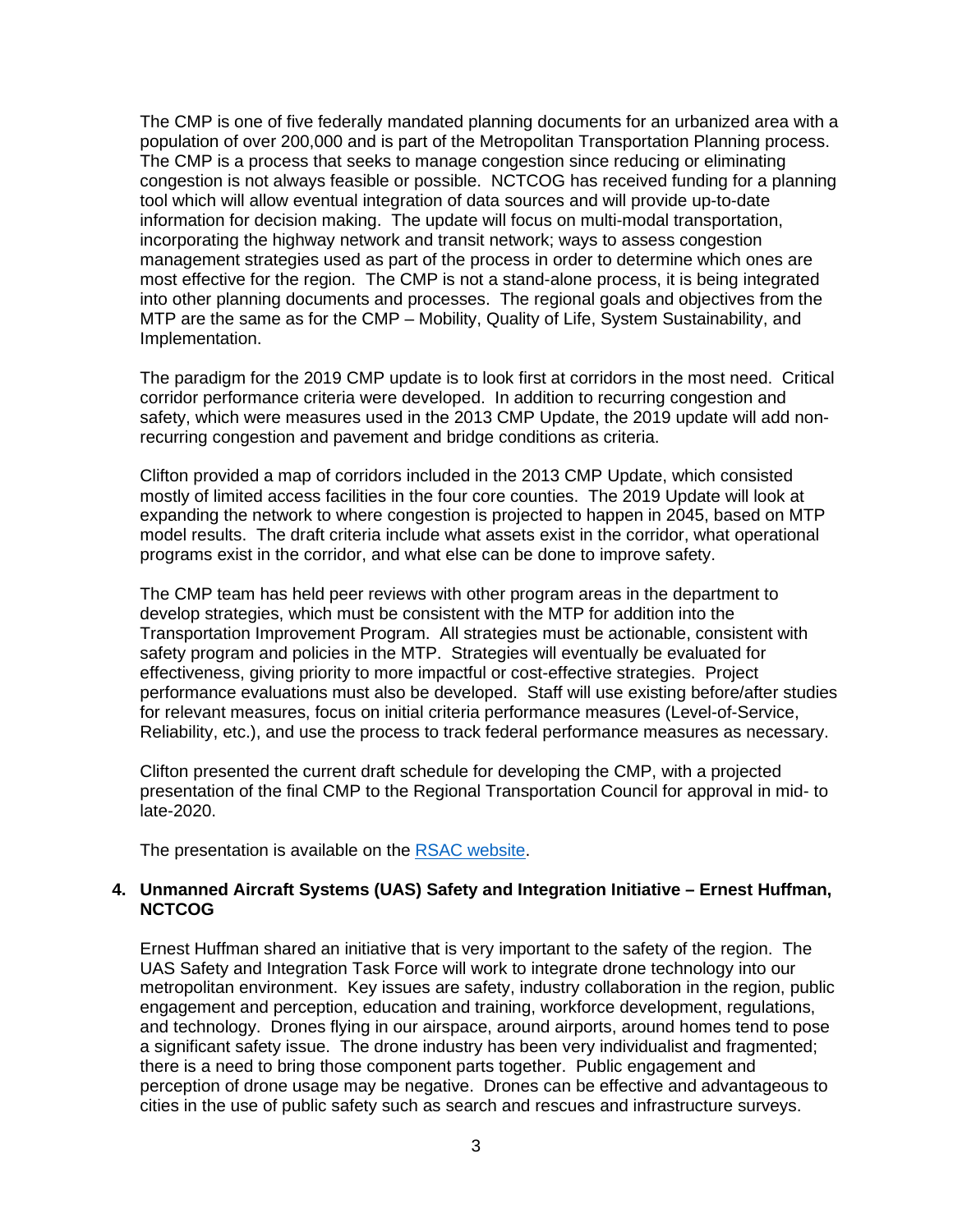The CMP is one of five federally mandated planning documents for an urbanized area with a population of over 200,000 and is part of the Metropolitan Transportation Planning process. The CMP is a process that seeks to manage congestion since reducing or eliminating congestion is not always feasible or possible. NCTCOG has received funding for a planning tool which will allow eventual integration of data sources and will provide up-to-date information for decision making. The update will focus on multi-modal transportation, incorporating the highway network and transit network; ways to assess congestion management strategies used as part of the process in order to determine which ones are most effective for the region. The CMP is not a stand-alone process, it is being integrated into other planning documents and processes. The regional goals and objectives from the MTP are the same as for the CMP – Mobility, Quality of Life, System Sustainability, and Implementation.

The paradigm for the 2019 CMP update is to look first at corridors in the most need. Critical corridor performance criteria were developed. In addition to recurring congestion and safety, which were measures used in the 2013 CMP Update, the 2019 update will add non-recurring congestion and pavement and bridge conditions as criteria.

Clifton provided a map of corridors included in the 2013 CMP Update, which consisted mostly of limited access facilities in the four core counties. The 2019 Update will look at expanding the network to where congestion is projected to happen in 2045, based on MTP model results. The draft criteria include what assets exist in the corridor, what operational programs exist in the corridor, and what else can be done to improve safety.

The CMP team has held peer reviews with other program areas in the department to develop strategies, which must be consistent with the MTP for addition into the Transportation Improvement Program. All strategies must be actionable, consistent with safety program and policies in the MTP. Strategies will eventually be evaluated for effectiveness, giving priority to more impactful or cost-effective strategies. Project performance evaluations must also be developed. Staff will use existing before/after studies for relevant measures, focus on initial criteria performance measures (Level-of-Service, Reliability, etc.), and use the process to track federal performance measures as necessary.

Clifton presented the current draft schedule for developing the CMP, with a projected presentation of the final CMP to the Regional Transportation Council for approval in mid- to late-2020.

The presentation is available on the RSAC website.

**4. Unmanned Aircraft Systems (UAS) Safety and Integration Initiative – Ernest Huffman, NCTCOG**

Ernest Huffman shared an initiative that is very important to the safety of the region. The UAS Safety and Integration Task Force will work to integrate drone technology into our metropolitan environment. Key issues are safety, industry collaboration in the region, public engagement and perception, education and training, workforce development, regulations, and technology. Drones flying in our airspace, around airports, around homes tend to pose a significant safety issue. The drone industry has been very individualist and fragmented; there is a need to bring those component parts together. Public engagement and perception of drone usage may be negative. Drones can be effective and advantageous to cities in the use of public safety such as search and rescues and infrastructure surveys.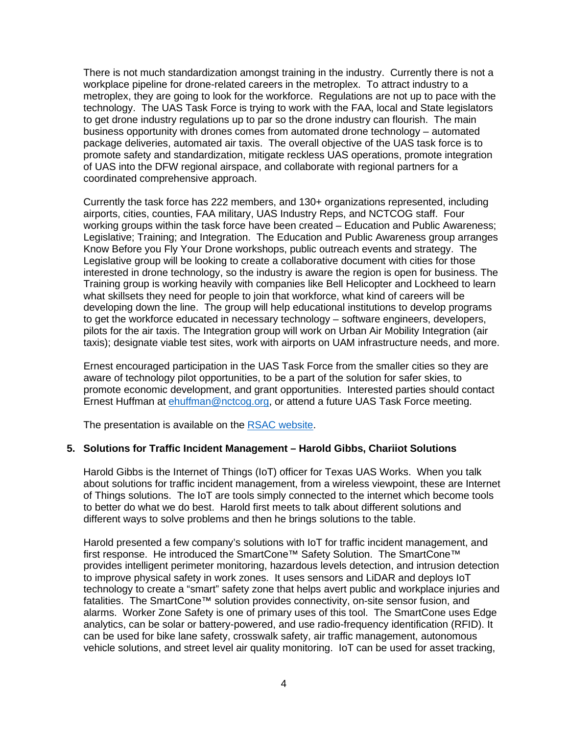There is not much standardization amongst training in the industry. Currently there is not a workplace pipeline for drone-related careers in the metroplex. To attract industry to a metroplex, they are going to look for the workforce. Regulations are not up to pace with the technology. The UAS Task Force is trying to work with the FAA, local and State legislators to get drone industry regulations up to par so the drone industry can flourish. The main business opportunity with drones comes from automated drone technology – automated package deliveries, automated air taxis. The overall objective of the UAS task force is to promote safety and standardization, mitigate reckless UAS operations, promote integration of UAS into the DFW regional airspace, and collaborate with regional partners for a coordinated comprehensive approach.

Currently the task force has 222 members, and 130+ organizations represented, including airports, cities, counties, FAA military, UAS Industry Reps, and NCTCOG staff. Four working groups within the task force have been created – Education and Public Awareness; Legislative; Training; and Integration. The Education and Public Awareness group arranges Know Before you Fly Your Drone workshops, public outreach events and strategy. The Legislative group will be looking to create a collaborative document with cities for those interested in drone technology, so the industry is aware the region is open for business. The Training group is working heavily with companies like Bell Helicopter and Lockheed to learn what skillsets they need for people to join that workforce, what kind of careers will be developing down the line. The group will help educational institutions to develop programs to get the workforce educated in necessary technology – software engineers, developers, pilots for the air taxis. The Integration group will work on Urban Air Mobility Integration (air taxis); designate viable test sites, work with airports on UAM infrastructure needs, and more.

Ernest encouraged participation in the UAS Task Force from the smaller cities so they are aware of technology pilot opportunities, to be a part of the solution for safer skies, to promote economic development, and grant opportunities. Interested parties should contact Ernest Huffman at ehuffman@nctcog.org, or attend a future UAS Task Force meeting.

The presentation is available on the RSAC website.

**5. Solutions for Traffic Incident Management – Harold Gibbs, Chariiot Solutions**

Harold Gibbs is the Internet of Things (IoT) officer for Texas UAS Works. When you talk about solutions for traffic incident management, from a wireless viewpoint, these are Internet of Things solutions. The IoT are tools simply connected to the internet which become tools to better do what we do best. Harold first meets to talk about different solutions and different ways to solve problems and then he brings solutions to the table.

Harold presented a few company's solutions with IoT for traffic incident management, and first response. He introduced the SmartCone™ Safety Solution. The SmartCone™ provides intelligent perimeter monitoring, hazardous levels detection, and intrusion detection to improve physical safety in work zones. It uses sensors and LiDAR and deploys IoT technology to create a "smart" safety zone that helps avert public and workplace injuries and fatalities. The SmartCone™ solution provides connectivity, on-site sensor fusion, and alarms. Worker Zone Safety is one of primary uses of this tool. The SmartCone uses Edge analytics, can be solar or battery-powered, and use radio-frequency identification (RFID). It can be used for bike lane safety, crosswalk safety, air traffic management, autonomous vehicle solutions, and street level air quality monitoring. IoT can be used for asset tracking,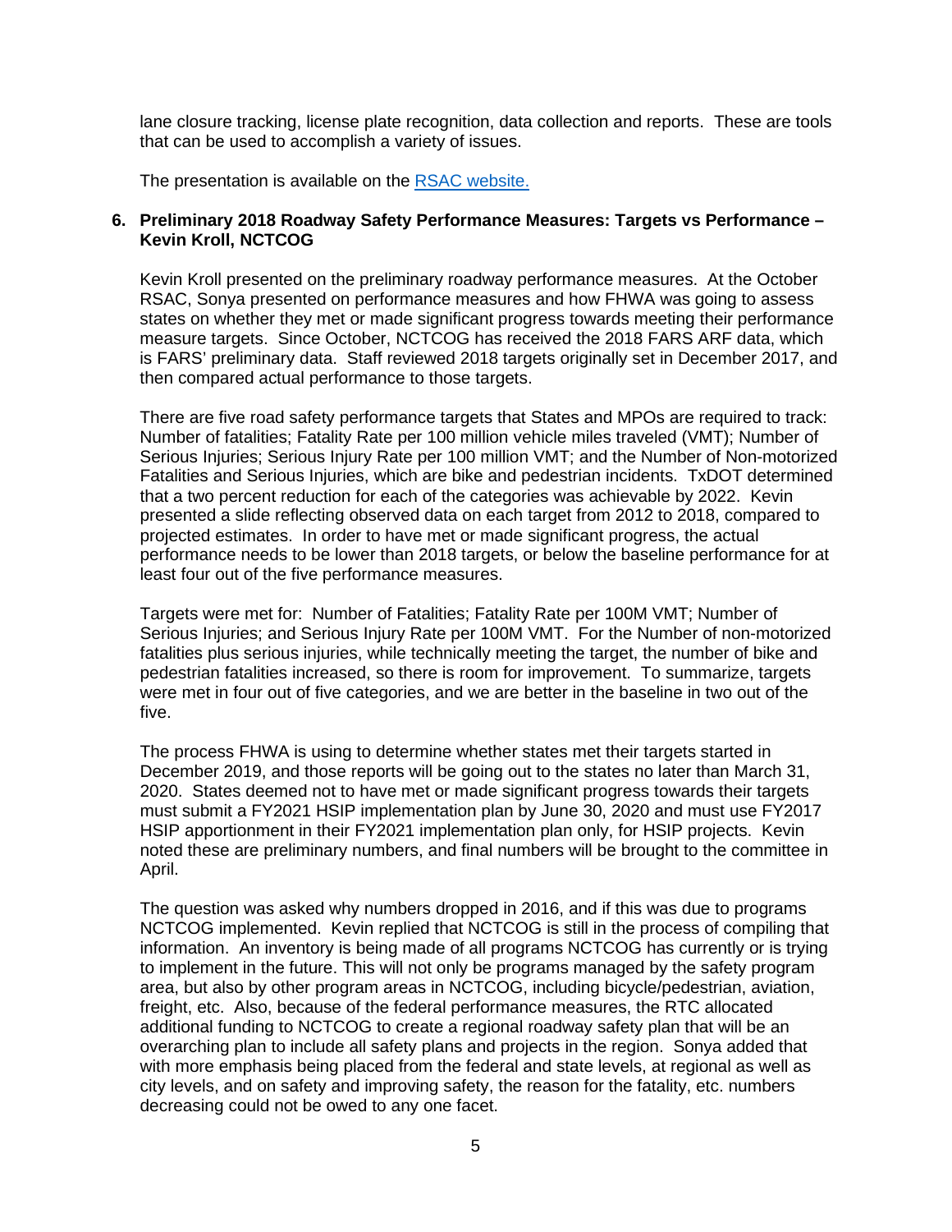lane closure tracking, license plate recognition, data collection and reports. These are tools that can be used to accomplish a variety of issues.

The presentation is available on the [RSAC website.](RSAC website.)

**6. Preliminary 2018 Roadway Safety Performance Measures: Targets vs Performance – Kevin Kroll, NCTCOG**

Kevin Kroll presented on the preliminary roadway performance measures. At the October RSAC, Sonya presented on performance measures and how FHWA was going to assess states on whether they met or made significant progress towards meeting their performance measure targets. Since October, NCTCOG has received the 2018 FARS ARF data, which is FARS' preliminary data. Staff reviewed 2018 targets originally set in December 2017, and then compared actual performance to those targets.

There are five road safety performance targets that States and MPOs are required to track: Number of fatalities; Fatality Rate per 100 million vehicle miles traveled (VMT); Number of Serious Injuries; Serious Injury Rate per 100 million VMT; and the Number of Non-motorized Fatalities and Serious Injuries, which are bike and pedestrian incidents. TxDOT determined that a two percent reduction for each of the categories was achievable by 2022. Kevin presented a slide reflecting observed data on each target from 2012 to 2018, compared to projected estimates. In order to have met or made significant progress, the actual performance needs to be lower than 2018 targets, or below the baseline performance for at least four out of the five performance measures.

Targets were met for: Number of Fatalities; Fatality Rate per 100M VMT; Number of Serious Injuries; and Serious Injury Rate per 100M VMT. For the Number of non-motorized fatalities plus serious injuries, while technically meeting the target, the number of bike and pedestrian fatalities increased, so there is room for improvement. To summarize, targets were met in four out of five categories, and we are better in the baseline in two out of the five.

The process FHWA is using to determine whether states met their targets started in December 2019, and those reports will be going out to the states no later than March 31, 2020. States deemed not to have met or made significant progress towards their targets must submit a FY2021 HSIP implementation plan by June 30, 2020 and must use FY2017 HSIP apportionment in their FY2021 implementation plan only, for HSIP projects. Kevin noted these are preliminary numbers, and final numbers will be brought to the committee in April.

The question was asked why numbers dropped in 2016, and if this was due to programs NCTCOG implemented. Kevin replied that NCTCOG is still in the process of compiling that information. An inventory is being made of all programs NCTCOG has currently or is trying to implement in the future. This will not only be programs managed by the safety program area, but also by other program areas in NCTCOG, including bicycle/pedestrian, aviation, freight, etc. Also, because of the federal performance measures, the RTC allocated additional funding to NCTCOG to create a regional roadway safety plan that will be an overarching plan to include all safety plans and projects in the region. Sonya added that with more emphasis being placed from the federal and state levels, at regional as well as city levels, and on safety and improving safety, the reason for the fatality, etc. numbers decreasing could not be owed to any one facet.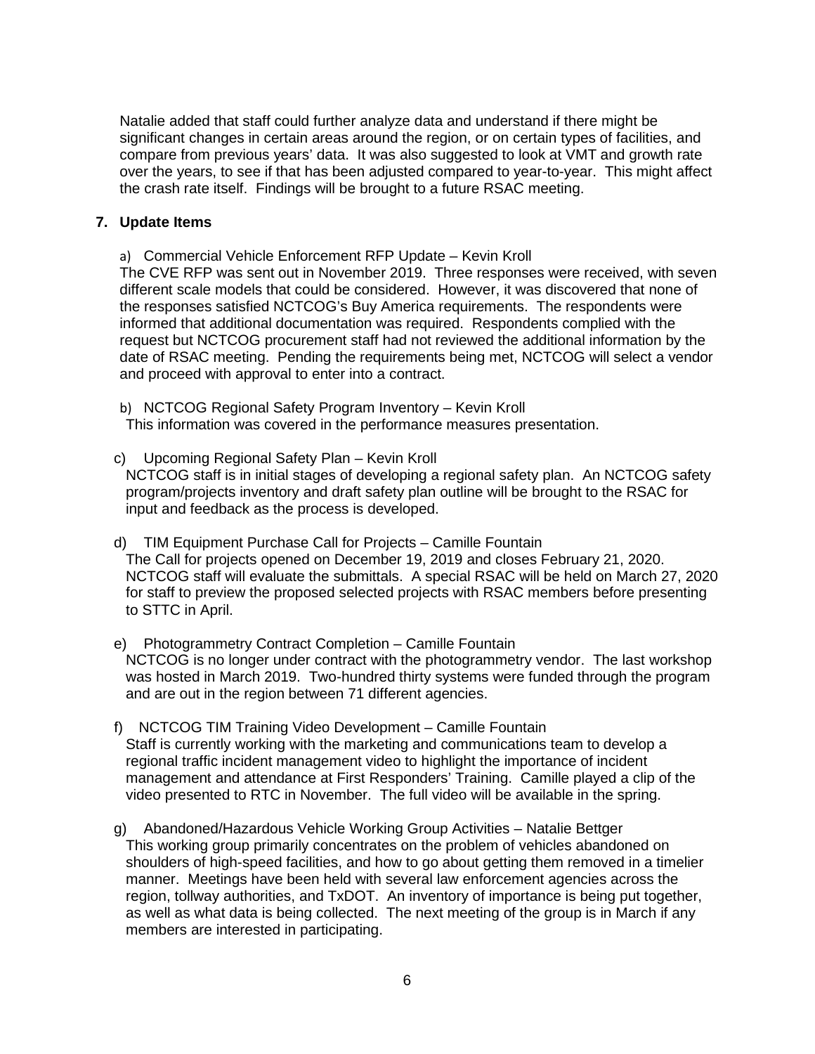Natalie added that staff could further analyze data and understand if there might be significant changes in certain areas around the region, or on certain types of facilities, and compare from previous years' data. It was also suggested to look at VMT and growth rate over the years, to see if that has been adjusted compared to year-to-year. This might affect the crash rate itself. Findings will be brought to a future RSAC meeting.

**7. Update Items**

a) Commercial Vehicle Enforcement RFP Update – Kevin Kroll

The CVE RFP was sent out in November 2019. Three responses were received, with seven different scale models that could be considered. However, it was discovered that none of the responses satisfied NCTCOG's Buy America requirements. The respondents were informed that additional documentation was required. Respondents complied with the request but NCTCOG procurement staff had not reviewed the additional information by the date of RSAC meeting. Pending the requirements being met, NCTCOG will select a vendor and proceed with approval to enter into a contract.

b) NCTCOG Regional Safety Program Inventory – Kevin Kroll

This information was covered in the performance measures presentation.

c) Upcoming Regional Safety Plan – Kevin Kroll

NCTCOG staff is in initial stages of developing a regional safety plan. An NCTCOG safety program/projects inventory and draft safety plan outline will be brought to the RSAC for input and feedback as the process is developed.

d) TIM Equipment Purchase Call for Projects – Camille Fountain

The Call for projects opened on December 19, 2019 and closes February 21, 2020. NCTCOG staff will evaluate the submittals. A special RSAC will be held on March 27, 2020 for staff to preview the proposed selected projects with RSAC members before presenting to STTC in April.

e) Photogrammetry Contract Completion – Camille Fountain

NCTCOG is no longer under contract with the photogrammetry vendor. The last workshop was hosted in March 2019. Two-hundred thirty systems were funded through the program and are out in the region between 71 different agencies.

f) NCTCOG TIM Training Video Development – Camille Fountain

Staff is currently working with the marketing and communications team to develop a regional traffic incident management video to highlight the importance of incident management and attendance at First Responders' Training. Camille played a clip of the video presented to RTC in November. The full video will be available in the spring.

g) Abandoned/Hazardous Vehicle Working Group Activities – Natalie Bettger

This working group primarily concentrates on the problem of vehicles abandoned on shoulders of high-speed facilities, and how to go about getting them removed in a timelier manner. Meetings have been held with several law enforcement agencies across the region, tollway authorities, and TxDOT. An inventory of importance is being put together, as well as what data is being collected. The next meeting of the group is in March if any members are interested in participating.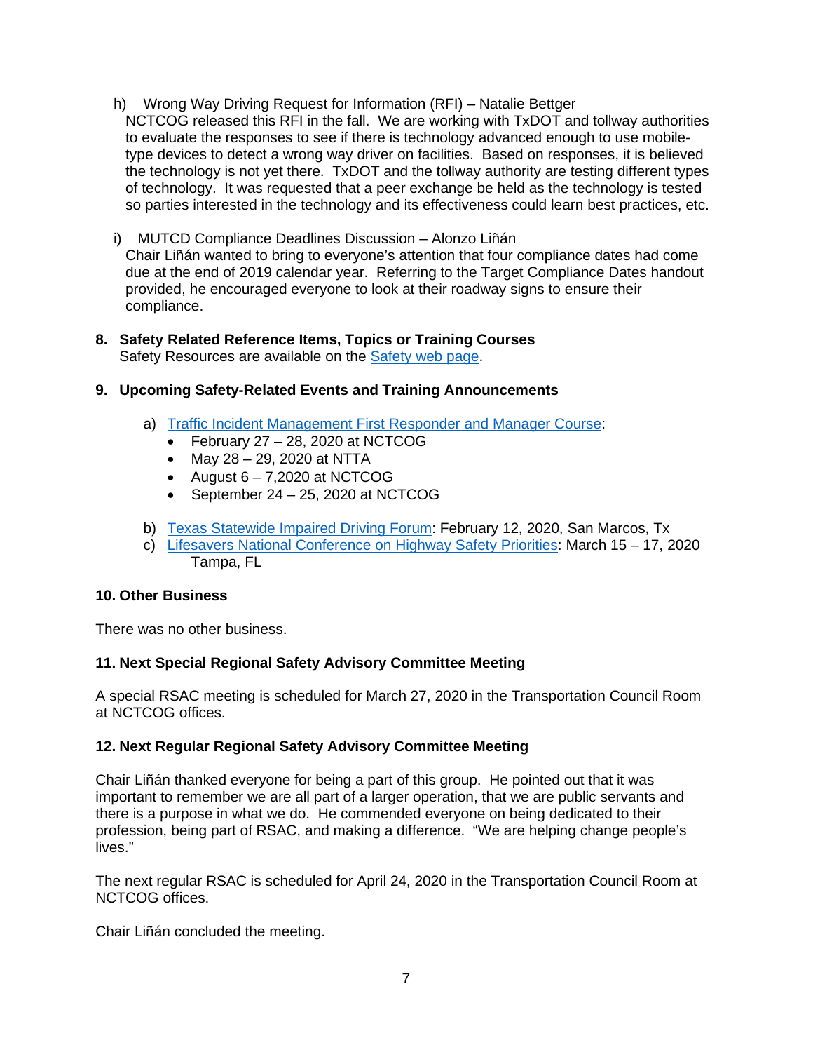h) Wrong Way Driving Request for Information (RFI) – Natalie Bettger
NCTCOG released this RFI in the fall. We are working with TxDOT and tollway authorities to evaluate the responses to see if there is technology advanced enough to use mobile-type devices to detect a wrong way driver on facilities. Based on responses, it is believed the technology is not yet there. TxDOT and the tollway authority are testing different types of technology. It was requested that a peer exchange be held as the technology is tested so parties interested in the technology and its effectiveness could learn best practices, etc.

i) MUTCD Compliance Deadlines Discussion – Alonzo Liñán
Chair Liñán wanted to bring to everyone's attention that four compliance dates had come due at the end of 2019 calendar year. Referring to the Target Compliance Dates handout provided, he encouraged everyone to look at their roadway signs to ensure their compliance.

**8. Safety Related Reference Items, Topics or Training Courses**
Safety Resources are available on the Safety web page.

**9. Upcoming Safety-Related Events and Training Announcements**

a) Traffic Incident Management First Responder and Manager Course:
- February 27 – 28, 2020 at NCTCOG
- May 28 – 29, 2020 at NTTA
- August 6 – 7,2020 at NCTCOG
- September 24 – 25, 2020 at NCTCOG

b) Texas Statewide Impaired Driving Forum: February 12, 2020, San Marcos, Tx
c) Lifesavers National Conference on Highway Safety Priorities: March 15 – 17, 2020 Tampa, FL

**10. Other Business**

There was no other business.

**11. Next Special Regional Safety Advisory Committee Meeting**

A special RSAC meeting is scheduled for March 27, 2020 in the Transportation Council Room at NCTCOG offices.

**12. Next Regular Regional Safety Advisory Committee Meeting**

Chair Liñán thanked everyone for being a part of this group. He pointed out that it was important to remember we are all part of a larger operation, that we are public servants and there is a purpose in what we do. He commended everyone on being dedicated to their profession, being part of RSAC, and making a difference. "We are helping change people's lives."

The next regular RSAC is scheduled for April 24, 2020 in the Transportation Council Room at NCTCOG offices.

Chair Liñán concluded the meeting.